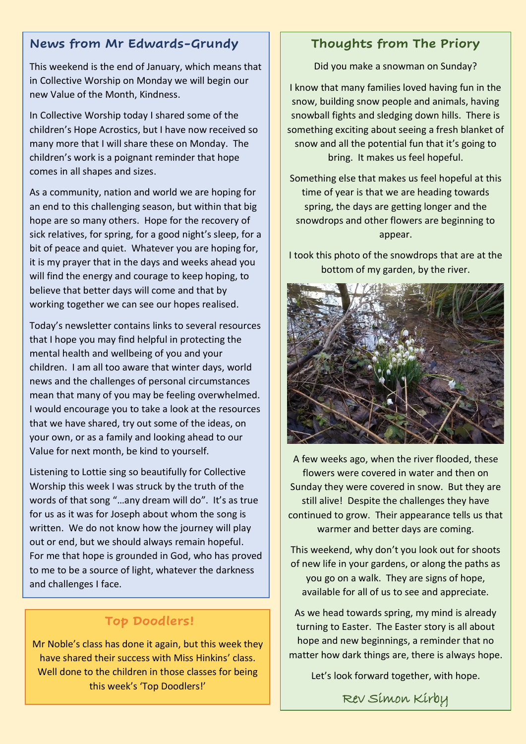## News from Mr Edwards-Grundy

This weekend is the end of January, which means that in Collective Worship on Monday we will begin our new Value of the Month, Kindness.

In Collective Worship today I shared some of the children's Hope Acrostics, but I have now received so many more that I will share these on Monday. The children's work is a poignant reminder that hope comes in all shapes and sizes.

As a community, nation and world we are hoping for an end to this challenging season, but within that big hope are so many others. Hope for the recovery of sick relatives, for spring, for a good night's sleep, for a bit of peace and quiet. Whatever you are hoping for, it is my prayer that in the days and weeks ahead you will find the energy and courage to keep hoping, to believe that better days will come and that by working together we can see our hopes realised.

Today's newsletter contains links to several resources that I hope you may find helpful in protecting the mental health and wellbeing of you and your children. I am all too aware that winter days, world news and the challenges of personal circumstances mean that many of you may be feeling overwhelmed. I would encourage you to take a look at the resources that we have shared, try out some of the ideas, on your own, or as a family and looking ahead to our Value for next month, be kind to yourself.

Listening to Lottie sing so beautifully for Collective Worship this week I was struck by the truth of the words of that song "…any dream will do". It's as true for us as it was for Joseph about whom the song is written. We do not know how the journey will play out or end, but we should always remain hopeful. For me that hope is grounded in God, who has proved to me to be a source of light, whatever the darkness and challenges I face.

## Top Doodlers!

Mr Noble's class has done it again, but this week they have shared their success with Miss Hinkins' class. Well done to the children in those classes for being this week's 'Top Doodlers!'

## Thoughts from The Priory

Did you make a snowman on Sunday?

I know that many families loved having fun in the snow, building snow people and animals, having snowball fights and sledging down hills. There is something exciting about seeing a fresh blanket of snow and all the potential fun that it's going to bring. It makes us feel hopeful.

Something else that makes us feel hopeful at this time of year is that we are heading towards spring, the days are getting longer and the snowdrops and other flowers are beginning to appear.

I took this photo of the snowdrops that are at the bottom of my garden, by the river.

A few weeks ago, when the river flooded, these flowers were covered in water and then on Sunday they were covered in snow. But they are still alive! Despite the challenges they have continued to grow. Their appearance tells us that warmer and better days are coming.

This weekend, why don't you look out for shoots of new life in your gardens, or along the paths as you go on a walk. They are signs of hope, available for all of us to see and appreciate.

As we head towards spring, my mind is already turning to Easter. The Easter story is all about hope and new beginnings, a reminder that no matter how dark things are, there is always hope.

Let's look forward together, with hope.

Rev Simon Kirby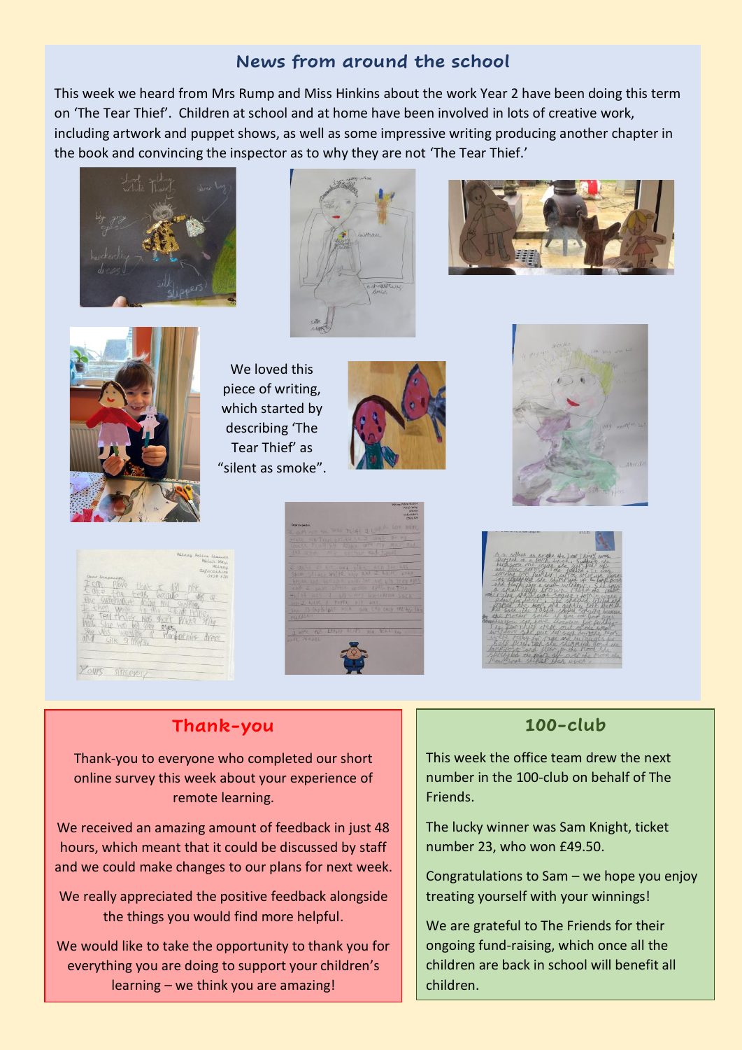## News from around the school

This week we heard from Mrs Rump and Miss Hinkins about the work Year 2 have been doing this term on 'The Tear Thief'. Children at school and at home have been involved in lots of creative work, including artwork and puppet shows, as well as some impressive writing producing another chapter in the book and convincing the inspector as to why they are not 'The Tear Thief.'

We loved this piece of writing, which started by describing 'The Tear Thief' as "silent as smoke".

## Thank-you

Thank-you to everyone who completed our short online survey this week about your experience of remote learning.

We received an amazing amount of feedback in just 48 hours, which meant that it could be discussed by staff and we could make changes to our plans for next week.

We really appreciated the positive feedback alongside the things you would find more helpful.

We would like to take the opportunity to thank you for everything you are doing to support your children's learning – we think you are amazing!

## 100-club

This week the office team drew the next number in the 100-club on behalf of The Friends.

The lucky winner was Sam Knight, ticket number 23, who won £49.50.

Congratulations to Sam – we hope you enjoy treating yourself with your winnings!

We are grateful to The Friends for their ongoing fund-raising, which once all the children are back in school will benefit all children.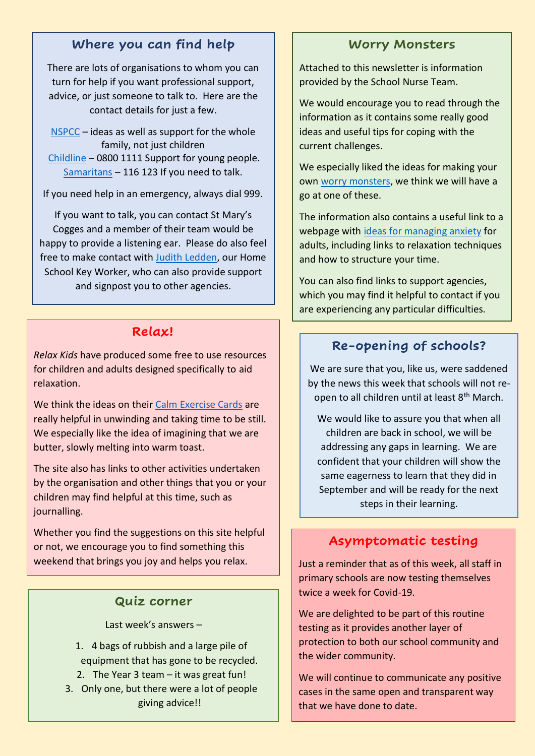## Where you can find help

There are lots of organisations to whom you can turn for help if you want professional support, advice, or just someone to talk to. Here are the contact details for just a few.

NSPCC – ideas as well as support for the whole family, not just children
Childline – 0800 1111 Support for young people.
Samaritans – 116 123 If you need to talk.

If you need help in an emergency, always dial 999.

If you want to talk, you can contact St Mary's Cogges and a member of their team would be happy to provide a listening ear. Please do also feel free to make contact with Judith Ledden, our Home School Key Worker, who can also provide support and signpost you to other agencies.

## Relax!

*Relax Kids* have produced some free to use resources for children and adults designed specifically to aid relaxation.

We think the ideas on their Calm Exercise Cards are really helpful in unwinding and taking time to be still. We especially like the idea of imagining that we are butter, slowly melting into warm toast.

The site also has links to other activities undertaken by the organisation and other things that you or your children may find helpful at this time, such as journalling.

Whether you find the suggestions on this site helpful or not, we encourage you to find something this weekend that brings you joy and helps you relax.

## Quiz corner

Last week's answers –

1. 4 bags of rubbish and a large pile of equipment that has gone to be recycled.
2. The Year 3 team – it was great fun!
3. Only one, but there were a lot of people giving advice!!

## Worry Monsters

Attached to this newsletter is information provided by the School Nurse Team.

We would encourage you to read through the information as it contains some really good ideas and useful tips for coping with the current challenges.

We especially liked the ideas for making your own worry monsters, we think we will have a go at one of these.

The information also contains a useful link to a webpage with ideas for managing anxiety for adults, including links to relaxation techniques and how to structure your time.

You can also find links to support agencies, which you may find it helpful to contact if you are experiencing any particular difficulties.

## Re-opening of schools?

We are sure that you, like us, were saddened by the news this week that schools will not re-open to all children until at least 8th March.

We would like to assure you that when all children are back in school, we will be addressing any gaps in learning. We are confident that your children will show the same eagerness to learn that they did in September and will be ready for the next steps in their learning.

## Asymptomatic testing

Just a reminder that as of this week, all staff in primary schools are now testing themselves twice a week for Covid-19.

We are delighted to be part of this routine testing as it provides another layer of protection to both our school community and the wider community.

We will continue to communicate any positive cases in the same open and transparent way that we have done to date.